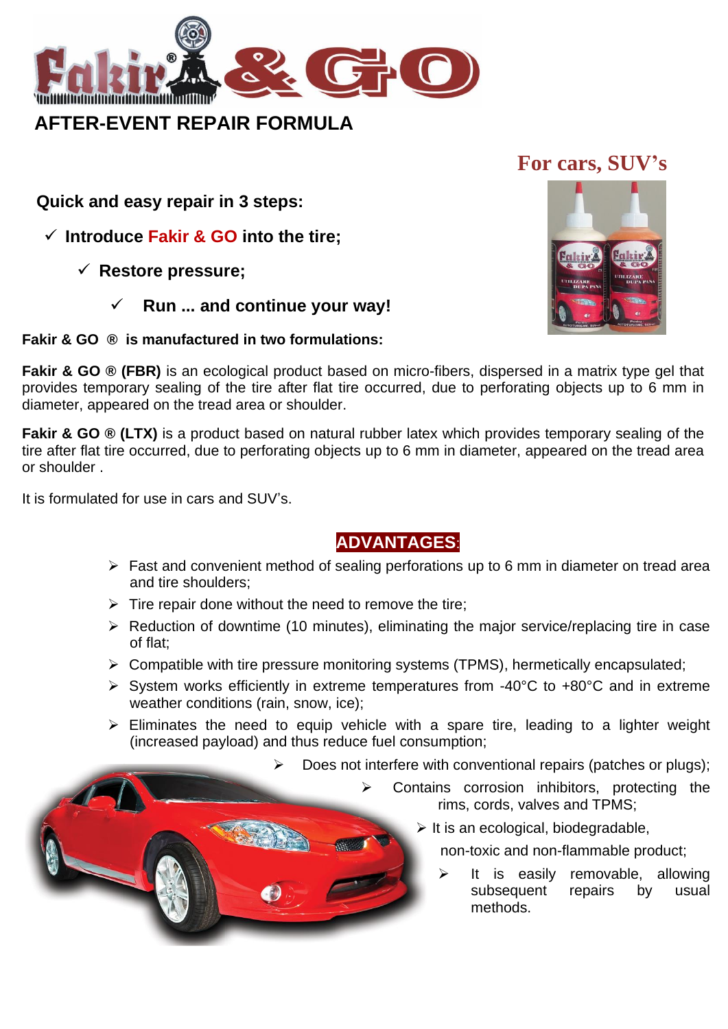# AFTER-EVENT REPAIR FORMULA

## For cars, SUV's

**Quick and easy repair in 3 steps:**

- ✓ **Introduce Fakir & GO into the tire;**
- ✓ **Restore pressure;**
- ✓ **Run ... and continue your way!**

**Fakir & GO ® is manufactured in two formulations:**

**Fakir & GO ® (FBR)** is an ecological product based on micro-fibers, dispersed in a matrix type gel that provides temporary sealing of the tire after flat tire occurred, due to perforating objects up to 6 mm in diameter, appeared on the tread area or shoulder.

**Fakir & GO ® (LTX)** is a product based on natural rubber latex which provides temporary sealing of the tire after flat tire occurred, due to perforating objects up to 6 mm in diameter, appeared on the tread area or shoulder .

It is formulated for use in cars and SUV's.

## ADVANTAGES:

- Fast and convenient method of sealing perforations up to 6 mm in diameter on tread area and tire shoulders;
- Tire repair done without the need to remove the tire;
- Reduction of downtime (10 minutes), eliminating the major service/replacing tire in case of flat;
- Compatible with tire pressure monitoring systems (TPMS), hermetically encapsulated;
- System works efficiently in extreme temperatures from -40°C to +80°C and in extreme weather conditions (rain, snow, ice);
- Eliminates the need to equip vehicle with a spare tire, leading to a lighter weight (increased payload) and thus reduce fuel consumption;
- Does not interfere with conventional repairs (patches or plugs);
- Contains corrosion inhibitors, protecting the rims, cords, valves and TPMS;
- It is an ecological, biodegradable, non-toxic and non-flammable product;
- It is easily removable, allowing subsequent repairs by usual methods.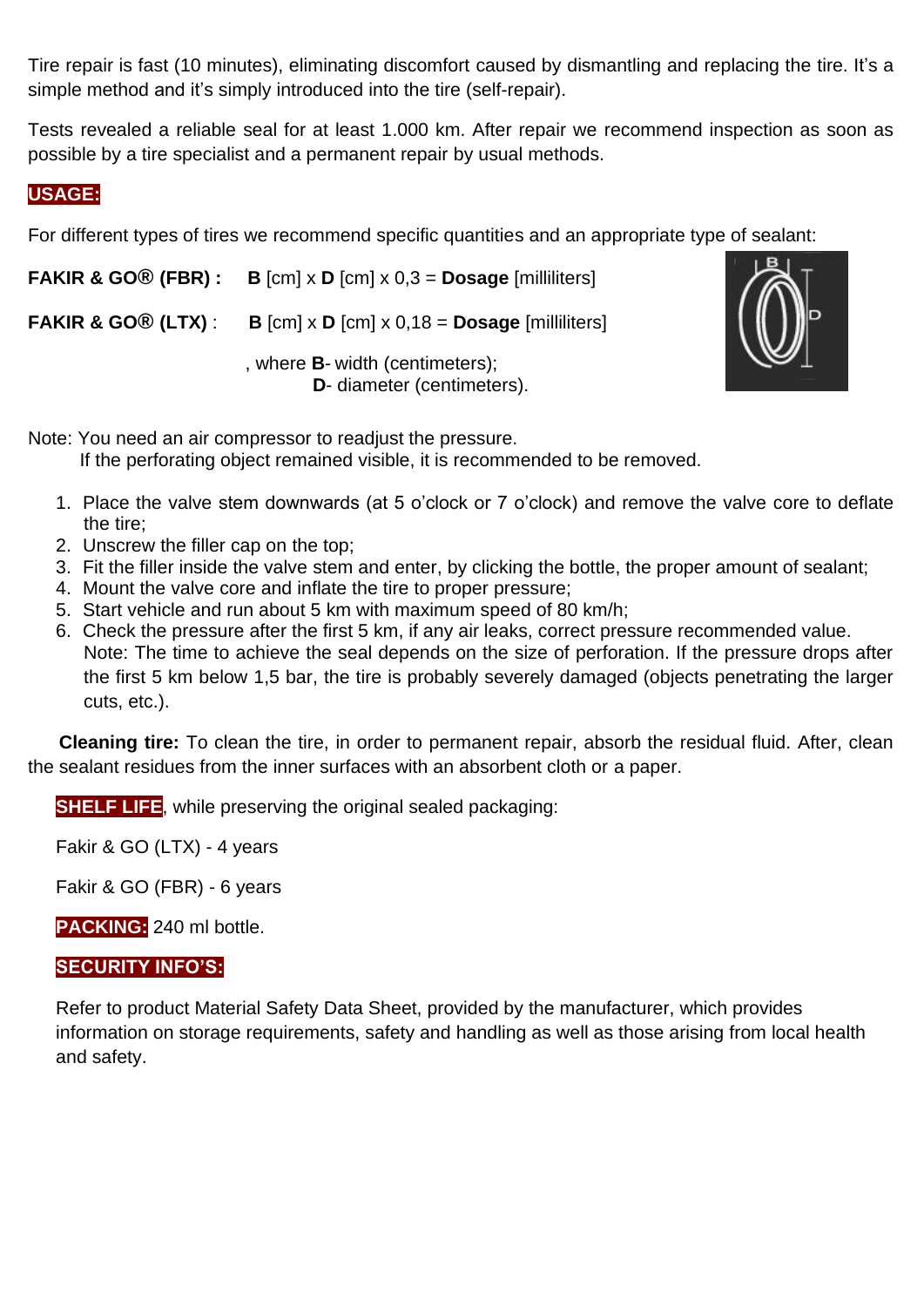Tire repair is fast (10 minutes), eliminating discomfort caused by dismantling and replacing the tire. It's a simple method and it's simply introduced into the tire (self-repair).

Tests revealed a reliable seal for at least 1.000 km. After repair we recommend inspection as soon as possible by a tire specialist and a permanent repair by usual methods.

**USAGE:**

For different types of tires we recommend specific quantities and an appropriate type of sealant:

**FAKIR & GO® (FBR) :** **B** [cm] x **D** [cm] x 0,3 = **Dosage** [milliliters]

**FAKIR & GO® (LTX) :** **B** [cm] x **D** [cm] x 0,18 = **Dosage** [milliliters]

, where **B**- width (centimeters);
**D**- diameter (centimeters).

Note: You need an air compressor to readjust the pressure.
If the perforating object remained visible, it is recommended to be removed.

1. Place the valve stem downwards (at 5 o'clock or 7 o'clock) and remove the valve core to deflate the tire;
2. Unscrew the filler cap on the top;
3. Fit the filler inside the valve stem and enter, by clicking the bottle, the proper amount of sealant;
4. Mount the valve core and inflate the tire to proper pressure;
5. Start vehicle and run about 5 km with maximum speed of 80 km/h;
6. Check the pressure after the first 5 km, if any air leaks, correct pressure recommended value.
   Note: The time to achieve the seal depends on the size of perforation. If the pressure drops after the first 5 km below 1,5 bar, the tire is probably severely damaged (objects penetrating the larger cuts, etc.).

**Cleaning tire:** To clean the tire, in order to permanent repair, absorb the residual fluid. After, clean the sealant residues from the inner surfaces with an absorbent cloth or a paper.

**SHELF LIFE**, while preserving the original sealed packaging:

Fakir & GO (LTX) - 4 years

Fakir & GO (FBR) - 6 years

**PACKING:** 240 ml bottle.

**SECURITY INFO'S:**

Refer to product Material Safety Data Sheet, provided by the manufacturer, which provides information on storage requirements, safety and handling as well as those arising from local health and safety.